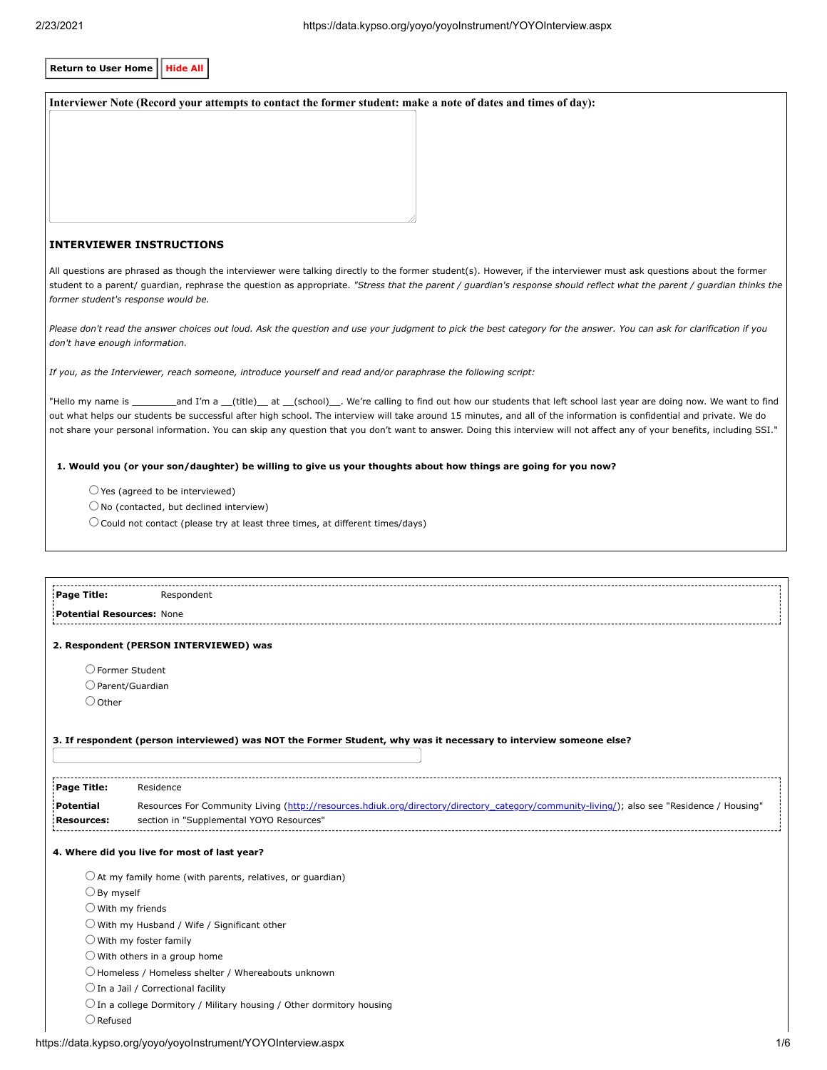Return to User Home | Hide All

**Interviewer Note (Record your attempts to contact the former student: make a note of dates and times of day):**

### INTERVIEWER INSTRUCTIONS

All questions are phrased as though the interviewer were talking directly to the former student(s). However, if the interviewer must ask questions about the former student to a parent/ guardian, rephrase the question as appropriate. *"Stress that the parent / guardian's response should reflect what the parent / guardian thinks the former student's response would be.*

*Please don't read the answer choices out loud. Ask the question and use your judgment to pick the best category for the answer. You can ask for clarification if you don't have enough information.*

*If you, as the Interviewer, reach someone, introduce yourself and read and/or paraphrase the following script:*

"Hello my name is ________and I'm a __(title)__ at __(school)__. We're calling to find out how our students that left school last year are doing now. We want to find out what helps our students be successful after high school. The interview will take around 15 minutes, and all of the information is confidential and private. We do not share your personal information. You can skip any question that you don't want to answer. Doing this interview will not affect any of your benefits, including SSI."

**1. Would you (or your son/daughter) be willing to give us your thoughts about how things are going for you now?**

- ○ Yes (agreed to be interviewed)
- ○ No (contacted, but declined interview)
- ○ Could not contact (please try at least three times, at different times/days)

---

**Page Title:** Respondent

**Potential Resources:** None

**2. Respondent (PERSON INTERVIEWED) was**

- ○ Former Student
- ○ Parent/Guardian
- ○ Other

**3. If respondent (person interviewed) was NOT the Former Student, why was it necessary to interview someone else?**

---

**Page Title:** Residence

**Potential Resources:** Resources For Community Living (http://resources.hdiuk.org/directory/directory_category/community-living/); also see "Residence / Housing" section in "Supplemental YOYO Resources"

**4. Where did you live for most of last year?**

- ○ At my family home (with parents, relatives, or guardian)
- ○ By myself
- ○ With my friends
- ○ With my Husband / Wife / Significant other
- ○ With my foster family
- ○ With others in a group home
- ○ Homeless / Homeless shelter / Whereabouts unknown
- ○ In a Jail / Correctional facility
- ○ In a college Dormitory / Military housing / Other dormitory housing
- ○ Refused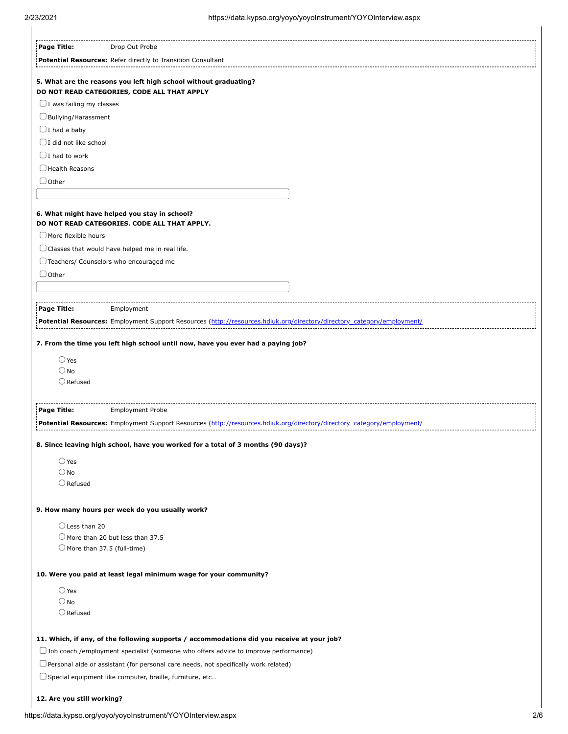**Page Title:** Drop Out Probe

**Potential Resources:** Refer directly to Transition Consultant

**5. What are the reasons you left high school without graduating?**
**DO NOT READ CATEGORIES, CODE ALL THAT APPLY**

- ☐ I was failing my classes
- ☐ Bullying/Harassment
- ☐ I had a baby
- ☐ I did not like school
- ☐ I had to work
- ☐ Health Reasons
- ☐ Other

**6. What might have helped you stay in school?**
**DO NOT READ CATEGORIES. CODE ALL THAT APPLY.**

- ☐ More flexible hours
- ☐ Classes that would have helped me in real life.
- ☐ Teachers/ Counselors who encouraged me
- ☐ Other

**Page Title:** Employment

**Potential Resources:** Employment Support Resources (http://resources.hdiuk.org/directory/directory_category/employment/)

**7. From the time you left high school until now, have you ever had a paying job?**

- ○ Yes
- ○ No
- ○ Refused

**Page Title:** Employment Probe

**Potential Resources:** Employment Support Resources (http://resources.hdiuk.org/directory/directory_category/employment/)

**8. Since leaving high school, have you worked for a total of 3 months (90 days)?**

- ○ Yes
- ○ No
- ○ Refused

**9. How many hours per week do you usually work?**

- ○ Less than 20
- ○ More than 20 but less than 37.5
- ○ More than 37.5 (full-time)

**10. Were you paid at least legal minimum wage for your community?**

- ○ Yes
- ○ No
- ○ Refused

**11. Which, if any, of the following supports / accommodations did you receive at your job?**

- ☐ Job coach /employment specialist (someone who offers advice to improve performance)
- ☐ Personal aide or assistant (for personal care needs, not specifically work related)
- ☐ Special equipment like computer, braille, furniture, etc…

**12. Are you still working?**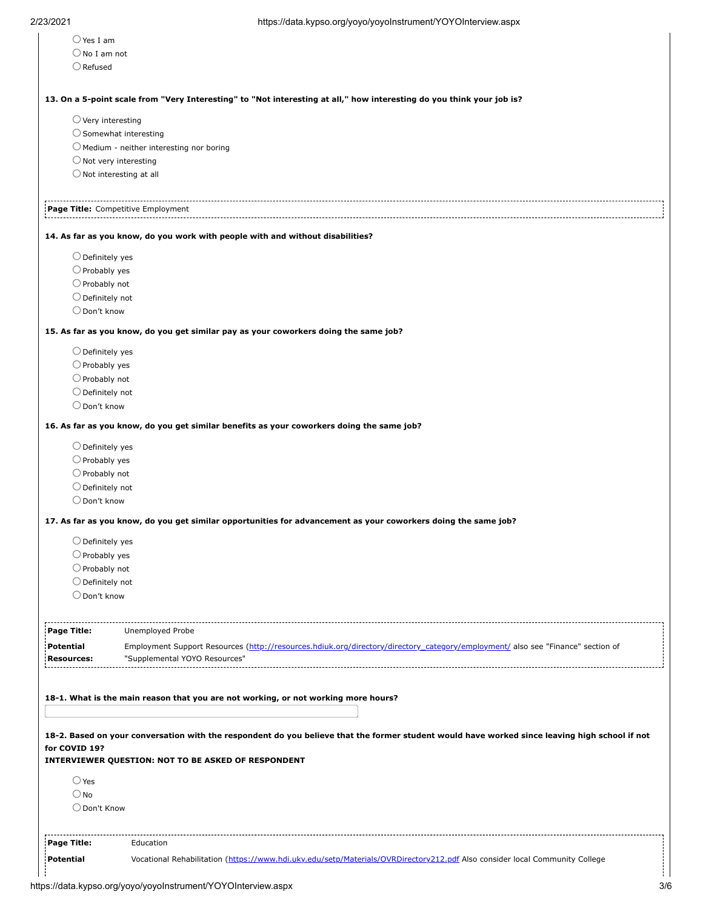○ Yes I am
○ No I am not
○ Refused

**13. On a 5-point scale from "Very Interesting" to "Not interesting at all," how interesting do you think your job is?**

○ Very interesting
○ Somewhat interesting
○ Medium - neither interesting nor boring
○ Not very interesting
○ Not interesting at all

**Page Title:** Competitive Employment

**14. As far as you know, do you work with people with and without disabilities?**

○ Definitely yes
○ Probably yes
○ Probably not
○ Definitely not
○ Don't know

**15. As far as you know, do you get similar pay as your coworkers doing the same job?**

○ Definitely yes
○ Probably yes
○ Probably not
○ Definitely not
○ Don't know

**16. As far as you know, do you get similar benefits as your coworkers doing the same job?**

○ Definitely yes
○ Probably yes
○ Probably not
○ Definitely not
○ Don't know

**17. As far as you know, do you get similar opportunities for advancement as your coworkers doing the same job?**

○ Definitely yes
○ Probably yes
○ Probably not
○ Definitely not
○ Don't know

| | |
|---|---|
| **Page Title:** | Unemployed Probe |
| **Potential Resources:** | Employment Support Resources (http://resources.hdiuk.org/directory/directory_category/employment/ also see "Finance" section of "Supplemental YOYO Resources" |

**18-1. What is the main reason that you are not working, or not working more hours?**

[ ]

**18-2. Based on your conversation with the respondent do you believe that the former student would have worked since leaving high school if not for COVID 19?**
**INTERVIEWER QUESTION: NOT TO BE ASKED OF RESPONDENT**

○ Yes
○ No
○ Don't Know

| | |
|---|---|
| **Page Title:** | Education |
| **Potential** | Vocational Rehabilitation (https://www.hdi.uky.edu/setp/Materials/OVRDirectory212.pdf Also consider local Community College |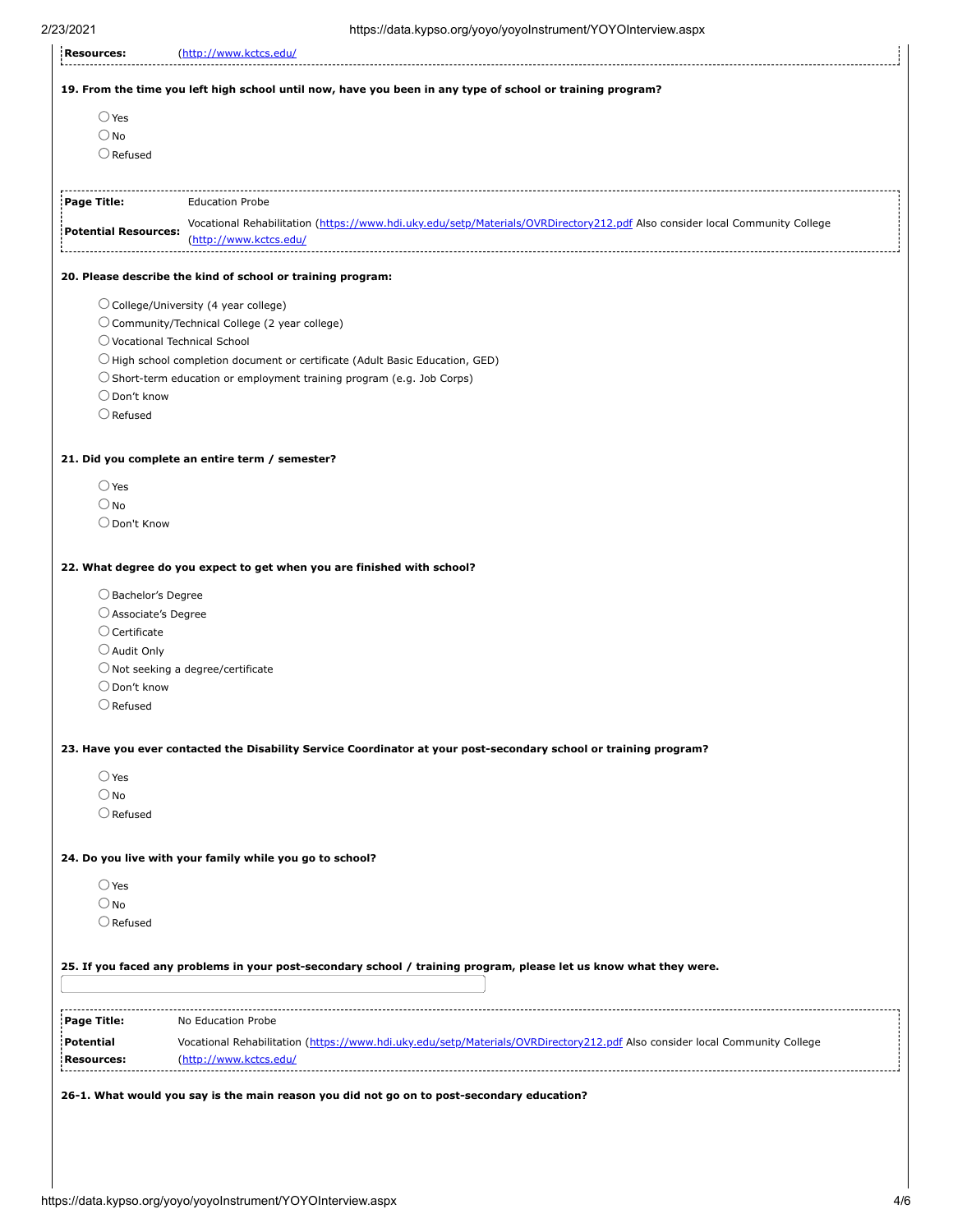| | |
|---|---|
| **Resources:** | (http://www.kctcs.edu/ |

**19. From the time you left high school until now, have you been in any type of school or training program?**

- ◯ Yes
- ◯ No
- ◯ Refused

| | |
|---|---|
| **Page Title:** | Education Probe |
| **Potential Resources:** | Vocational Rehabilitation (https://www.hdi.uky.edu/setp/Materials/OVRDirectory212.pdf Also consider local Community College (http://www.kctcs.edu/ |

**20. Please describe the kind of school or training program:**

- ◯ College/University (4 year college)
- ◯ Community/Technical College (2 year college)
- ◯ Vocational Technical School
- ◯ High school completion document or certificate (Adult Basic Education, GED)
- ◯ Short-term education or employment training program (e.g. Job Corps)
- ◯ Don't know
- ◯ Refused

**21. Did you complete an entire term / semester?**

- ◯ Yes
- ◯ No
- ◯ Don't Know

**22. What degree do you expect to get when you are finished with school?**

- ◯ Bachelor's Degree
- ◯ Associate's Degree
- ◯ Certificate
- ◯ Audit Only
- ◯ Not seeking a degree/certificate
- ◯ Don't know
- ◯ Refused

**23. Have you ever contacted the Disability Service Coordinator at your post-secondary school or training program?**

- ◯ Yes
- ◯ No
- ◯ Refused

**24. Do you live with your family while you go to school?**

- ◯ Yes
- ◯ No
- ◯ Refused

**25. If you faced any problems in your post-secondary school / training program, please let us know what they were.**

| | |
|---|---|
| **Page Title:** | No Education Probe |
| **Potential Resources:** | Vocational Rehabilitation (https://www.hdi.uky.edu/setp/Materials/OVRDirectory212.pdf Also consider local Community College (http://www.kctcs.edu/ |

**26-1. What would you say is the main reason you did not go on to post-secondary education?**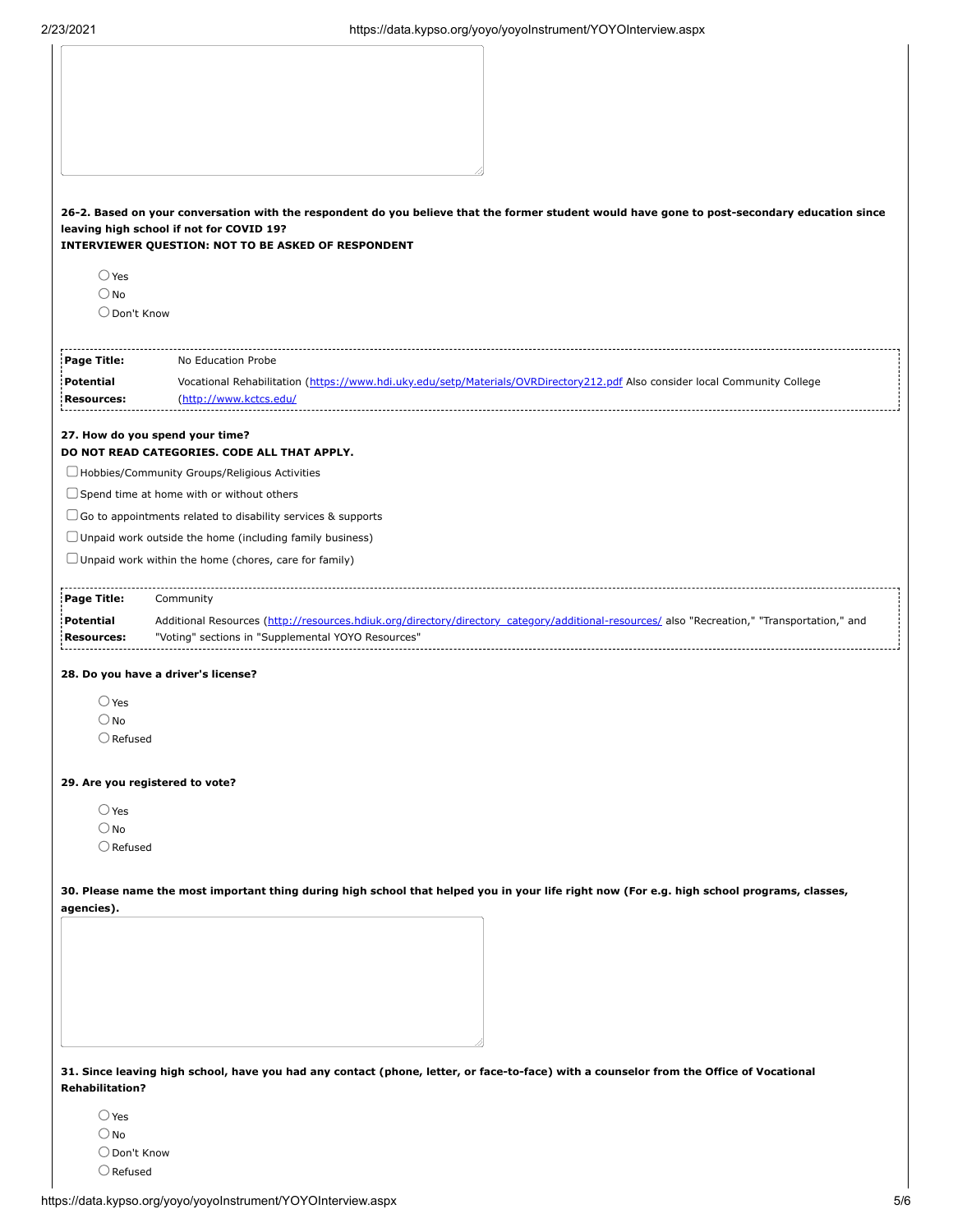**26-2. Based on your conversation with the respondent do you believe that the former student would have gone to post-secondary education since leaving high school if not for COVID 19?**
**INTERVIEWER QUESTION: NOT TO BE ASKED OF RESPONDENT**

- ◯ Yes
- ◯ No
- ◯ Don't Know

| **Page Title:** | No Education Probe |
|---|---|
| **Potential Resources:** | Vocational Rehabilitation (https://www.hdi.uky.edu/setp/Materials/OVRDirectory212.pdf Also consider local Community College (http://www.kctcs.edu/ |

**27. How do you spend your time?**
**DO NOT READ CATEGORIES. CODE ALL THAT APPLY.**

- ☐ Hobbies/Community Groups/Religious Activities
- ☐ Spend time at home with or without others
- ☐ Go to appointments related to disability services & supports
- ☐ Unpaid work outside the home (including family business)
- ☐ Unpaid work within the home (chores, care for family)

| **Page Title:** | Community |
|---|---|
| **Potential Resources:** | Additional Resources (http://resources.hdiuk.org/directory/directory_category/additional-resources/ also "Recreation," "Transportation," and "Voting" sections in "Supplemental YOYO Resources" |

**28. Do you have a driver's license?**

- ◯ Yes
- ◯ No
- ◯ Refused

**29. Are you registered to vote?**

- ◯ Yes
- ◯ No
- ◯ Refused

**30. Please name the most important thing during high school that helped you in your life right now (For e.g. high school programs, classes, agencies).**

**31. Since leaving high school, have you had any contact (phone, letter, or face-to-face) with a counselor from the Office of Vocational Rehabilitation?**

- ◯ Yes
- ◯ No
- ◯ Don't Know
- ◯ Refused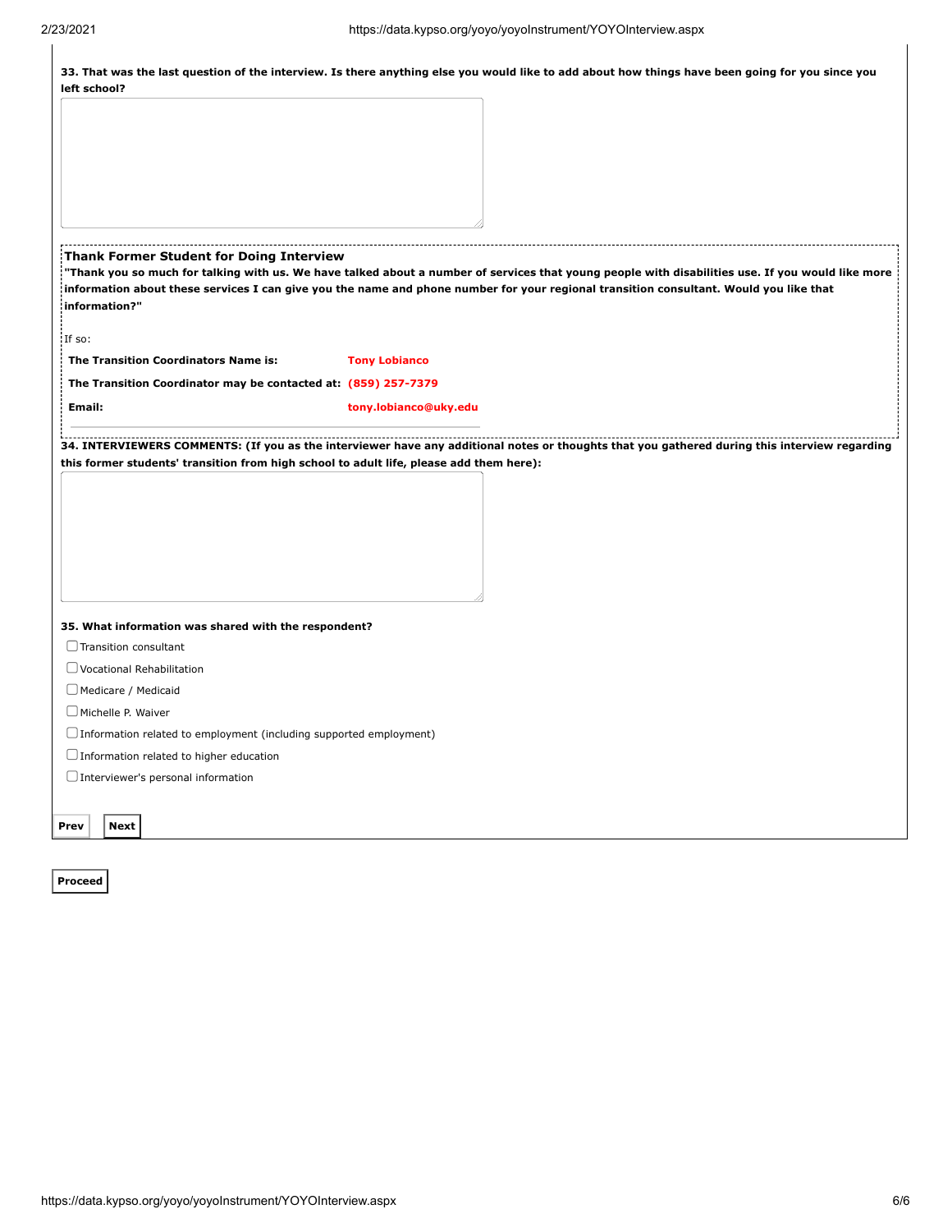**33. That was the last question of the interview. Is there anything else you would like to add about how things have been going for you since you left school?**

### Thank Former Student for Doing Interview

**"Thank you so much for talking with us. We have talked about a number of services that young people with disabilities use. If you would like more information about these services I can give you the name and phone number for your regional transition consultant. Would you like that information?"**

If so:

| | |
|---|---|
| **The Transition Coordinators Name is:** | **Tony Lobianco** |
| **The Transition Coordinator may be contacted at:** | **(859) 257-7379** |
| **Email:** | **tony.lobianco@uky.edu** |

**34. INTERVIEWERS COMMENTS: (If you as the interviewer have any additional notes or thoughts that you gathered during this interview regarding this former students' transition from high school to adult life, please add them here):**

**35. What information was shared with the respondent?**

- ☐ Transition consultant
- ☐ Vocational Rehabilitation
- ☐ Medicare / Medicaid
- ☐ Michelle P. Waiver
- ☐ Information related to employment (including supported employment)
- ☐ Information related to higher education
- ☐ Interviewer's personal information

Prev Next

Proceed